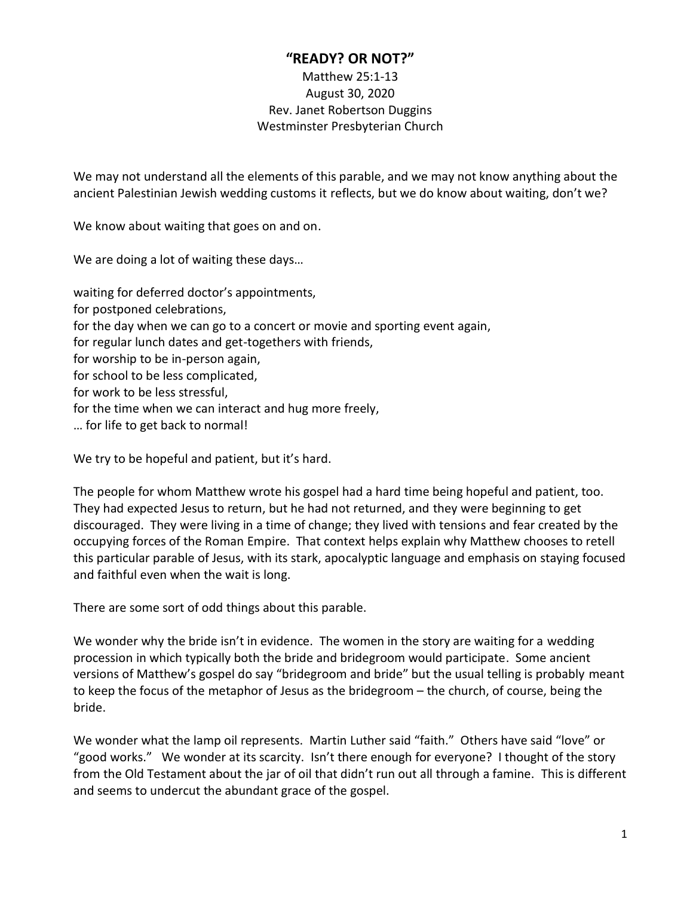# "READY? OR NOT?"

Matthew 25:1-13
August 30, 2020
Rev. Janet Robertson Duggins
Westminster Presbyterian Church

We may not understand all the elements of this parable, and we may not know anything about the ancient Palestinian Jewish wedding customs it reflects, but we do know about waiting, don't we?

We know about waiting that goes on and on.

We are doing a lot of waiting these days…

waiting for deferred doctor's appointments,
for postponed celebrations,
for the day when we can go to a concert or movie and sporting event again,
for regular lunch dates and get-togethers with friends,
for worship to be in-person again,
for school to be less complicated,
for work to be less stressful,
for the time when we can interact and hug more freely,
… for life to get back to normal!

We try to be hopeful and patient, but it's hard.

The people for whom Matthew wrote his gospel had a hard time being hopeful and patient, too. They had expected Jesus to return, but he had not returned, and they were beginning to get discouraged. They were living in a time of change; they lived with tensions and fear created by the occupying forces of the Roman Empire. That context helps explain why Matthew chooses to retell this particular parable of Jesus, with its stark, apocalyptic language and emphasis on staying focused and faithful even when the wait is long.

There are some sort of odd things about this parable.

We wonder why the bride isn't in evidence. The women in the story are waiting for a wedding procession in which typically both the bride and bridegroom would participate. Some ancient versions of Matthew's gospel do say "bridegroom and bride" but the usual telling is probably meant to keep the focus of the metaphor of Jesus as the bridegroom – the church, of course, being the bride.

We wonder what the lamp oil represents. Martin Luther said "faith." Others have said "love" or "good works." We wonder at its scarcity. Isn't there enough for everyone? I thought of the story from the Old Testament about the jar of oil that didn't run out all through a famine. This is different and seems to undercut the abundant grace of the gospel.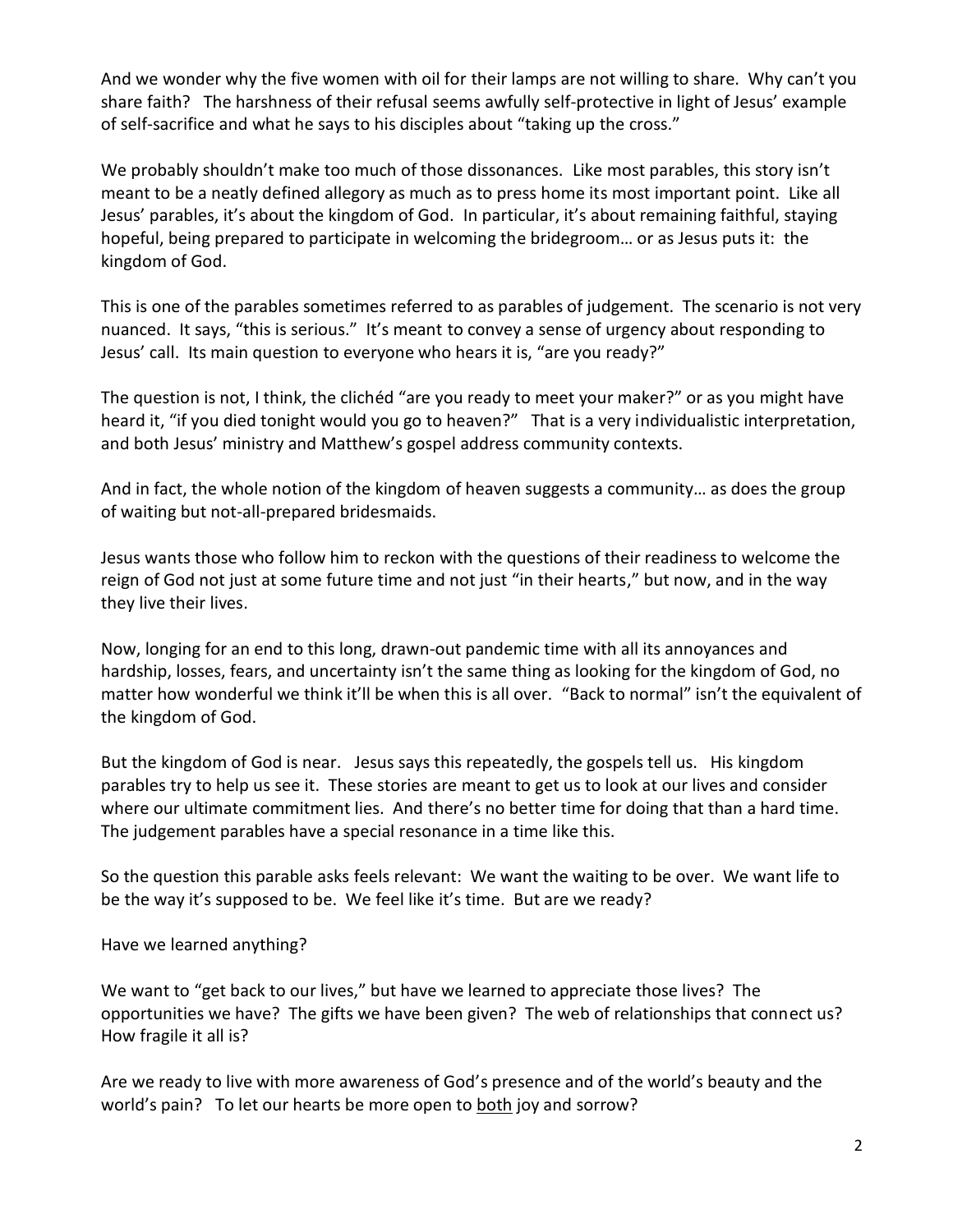And we wonder why the five women with oil for their lamps are not willing to share. Why can't you share faith? The harshness of their refusal seems awfully self-protective in light of Jesus' example of self-sacrifice and what he says to his disciples about "taking up the cross."

We probably shouldn't make too much of those dissonances. Like most parables, this story isn't meant to be a neatly defined allegory as much as to press home its most important point. Like all Jesus' parables, it's about the kingdom of God. In particular, it's about remaining faithful, staying hopeful, being prepared to participate in welcoming the bridegroom… or as Jesus puts it: the kingdom of God.

This is one of the parables sometimes referred to as parables of judgement. The scenario is not very nuanced. It says, "this is serious." It's meant to convey a sense of urgency about responding to Jesus' call. Its main question to everyone who hears it is, "are you ready?"

The question is not, I think, the clichéd "are you ready to meet your maker?" or as you might have heard it, "if you died tonight would you go to heaven?" That is a very individualistic interpretation, and both Jesus' ministry and Matthew's gospel address community contexts.

And in fact, the whole notion of the kingdom of heaven suggests a community… as does the group of waiting but not-all-prepared bridesmaids.

Jesus wants those who follow him to reckon with the questions of their readiness to welcome the reign of God not just at some future time and not just "in their hearts," but now, and in the way they live their lives.

Now, longing for an end to this long, drawn-out pandemic time with all its annoyances and hardship, losses, fears, and uncertainty isn't the same thing as looking for the kingdom of God, no matter how wonderful we think it'll be when this is all over. "Back to normal" isn't the equivalent of the kingdom of God.

But the kingdom of God is near. Jesus says this repeatedly, the gospels tell us. His kingdom parables try to help us see it. These stories are meant to get us to look at our lives and consider where our ultimate commitment lies. And there's no better time for doing that than a hard time. The judgement parables have a special resonance in a time like this.

So the question this parable asks feels relevant: We want the waiting to be over. We want life to be the way it's supposed to be. We feel like it's time. But are we ready?

Have we learned anything?

We want to "get back to our lives," but have we learned to appreciate those lives? The opportunities we have? The gifts we have been given? The web of relationships that connect us? How fragile it all is?

Are we ready to live with more awareness of God's presence and of the world's beauty and the world's pain? To let our hearts be more open to <u>both</u> joy and sorrow?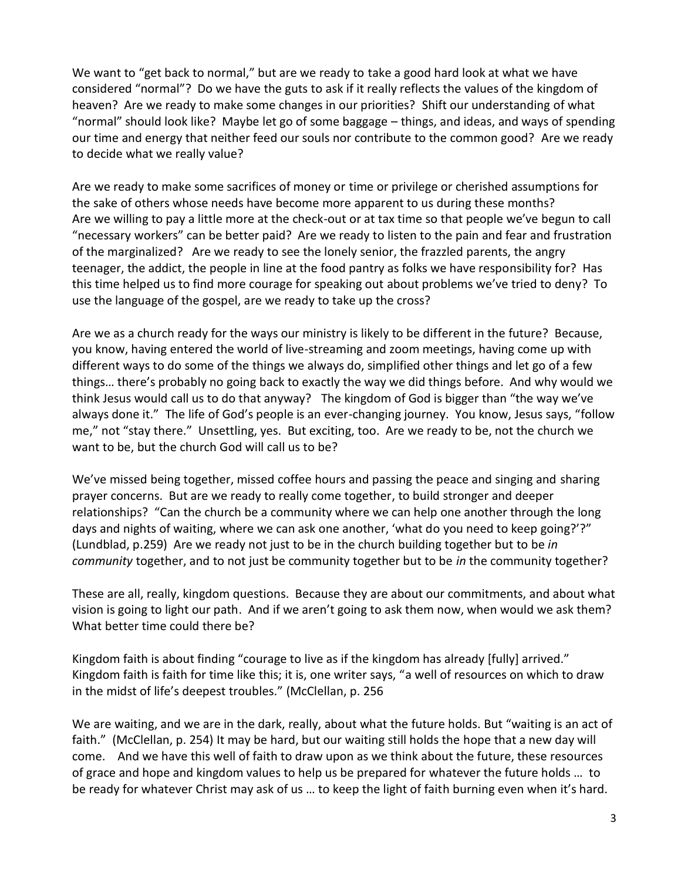We want to "get back to normal," but are we ready to take a good hard look at what we have considered "normal"? Do we have the guts to ask if it really reflects the values of the kingdom of heaven? Are we ready to make some changes in our priorities? Shift our understanding of what "normal" should look like? Maybe let go of some baggage – things, and ideas, and ways of spending our time and energy that neither feed our souls nor contribute to the common good? Are we ready to decide what we really value?

Are we ready to make some sacrifices of money or time or privilege or cherished assumptions for the sake of others whose needs have become more apparent to us during these months? Are we willing to pay a little more at the check-out or at tax time so that people we've begun to call "necessary workers" can be better paid? Are we ready to listen to the pain and fear and frustration of the marginalized? Are we ready to see the lonely senior, the frazzled parents, the angry teenager, the addict, the people in line at the food pantry as folks we have responsibility for? Has this time helped us to find more courage for speaking out about problems we've tried to deny? To use the language of the gospel, are we ready to take up the cross?

Are we as a church ready for the ways our ministry is likely to be different in the future? Because, you know, having entered the world of live-streaming and zoom meetings, having come up with different ways to do some of the things we always do, simplified other things and let go of a few things… there's probably no going back to exactly the way we did things before. And why would we think Jesus would call us to do that anyway? The kingdom of God is bigger than "the way we've always done it." The life of God's people is an ever-changing journey. You know, Jesus says, "follow me," not "stay there." Unsettling, yes. But exciting, too. Are we ready to be, not the church we want to be, but the church God will call us to be?

We've missed being together, missed coffee hours and passing the peace and singing and sharing prayer concerns. But are we ready to really come together, to build stronger and deeper relationships? "Can the church be a community where we can help one another through the long days and nights of waiting, where we can ask one another, 'what do you need to keep going?'?" (Lundblad, p.259) Are we ready not just to be in the church building together but to be *in community* together, and to not just be community together but to be *in* the community together?

These are all, really, kingdom questions. Because they are about our commitments, and about what vision is going to light our path. And if we aren't going to ask them now, when would we ask them? What better time could there be?

Kingdom faith is about finding "courage to live as if the kingdom has already [fully] arrived." Kingdom faith is faith for time like this; it is, one writer says, "a well of resources on which to draw in the midst of life's deepest troubles." (McClellan, p. 256

We are waiting, and we are in the dark, really, about what the future holds. But "waiting is an act of faith." (McClellan, p. 254) It may be hard, but our waiting still holds the hope that a new day will come. And we have this well of faith to draw upon as we think about the future, these resources of grace and hope and kingdom values to help us be prepared for whatever the future holds … to be ready for whatever Christ may ask of us … to keep the light of faith burning even when it's hard.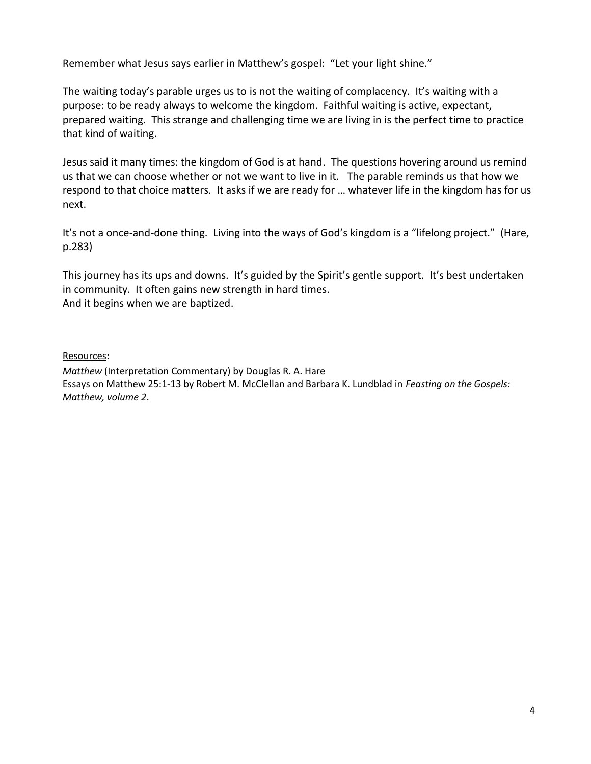Remember what Jesus says earlier in Matthew's gospel: "Let your light shine."

The waiting today's parable urges us to is not the waiting of complacency. It's waiting with a purpose: to be ready always to welcome the kingdom. Faithful waiting is active, expectant, prepared waiting. This strange and challenging time we are living in is the perfect time to practice that kind of waiting.

Jesus said it many times: the kingdom of God is at hand. The questions hovering around us remind us that we can choose whether or not we want to live in it. The parable reminds us that how we respond to that choice matters. It asks if we are ready for … whatever life in the kingdom has for us next.

It's not a once-and-done thing. Living into the ways of God's kingdom is a "lifelong project." (Hare, p.283)

This journey has its ups and downs. It's guided by the Spirit's gentle support. It's best undertaken in community. It often gains new strength in hard times.
And it begins when we are baptized.

Resources:

*Matthew* (Interpretation Commentary) by Douglas R. A. Hare
Essays on Matthew 25:1-13 by Robert M. McClellan and Barbara K. Lundblad in *Feasting on the Gospels: Matthew, volume 2*.